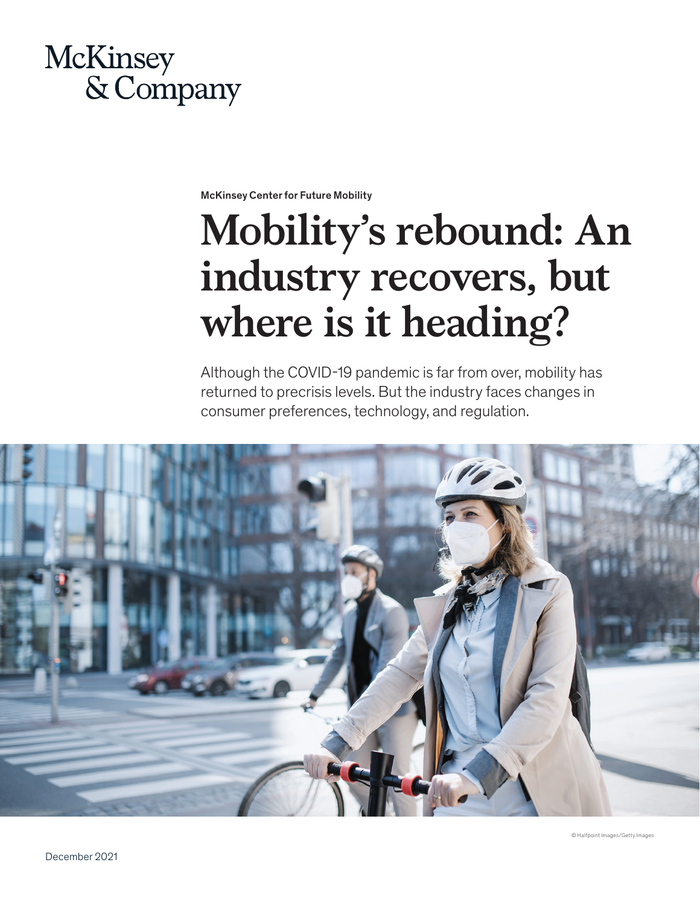McKinsey & Company

McKinsey Center for Future Mobility

# Mobility's rebound: An industry recovers, but where is it heading?

Although the COVID-19 pandemic is far from over, mobility has returned to precrisis levels. But the industry faces changes in consumer preferences, technology, and regulation.

© Halfpoint Images/Getty Images

December 2021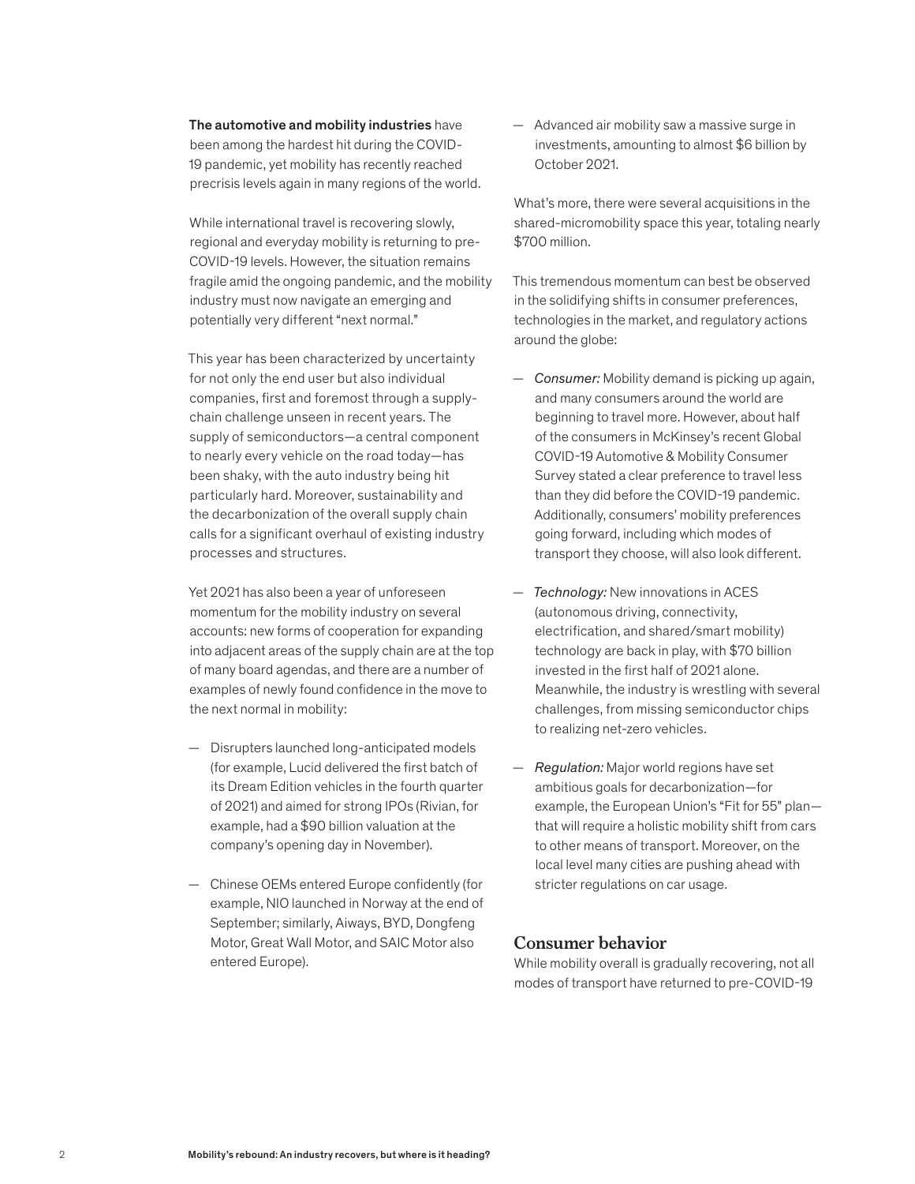**The automotive and mobility industries** have been among the hardest hit during the COVID-19 pandemic, yet mobility has recently reached precrisis levels again in many regions of the world.

While international travel is recovering slowly, regional and everyday mobility is returning to pre-COVID-19 levels. However, the situation remains fragile amid the ongoing pandemic, and the mobility industry must now navigate an emerging and potentially very different "next normal."

This year has been characterized by uncertainty for not only the end user but also individual companies, first and foremost through a supply-chain challenge unseen in recent years. The supply of semiconductors—a central component to nearly every vehicle on the road today—has been shaky, with the auto industry being hit particularly hard. Moreover, sustainability and the decarbonization of the overall supply chain calls for a significant overhaul of existing industry processes and structures.

Yet 2021 has also been a year of unforeseen momentum for the mobility industry on several accounts: new forms of cooperation for expanding into adjacent areas of the supply chain are at the top of many board agendas, and there are a number of examples of newly found confidence in the move to the next normal in mobility:

- Disrupters launched long-anticipated models (for example, Lucid delivered the first batch of its Dream Edition vehicles in the fourth quarter of 2021) and aimed for strong IPOs (Rivian, for example, had a $90 billion valuation at the company's opening day in November).
- Chinese OEMs entered Europe confidently (for example, NIO launched in Norway at the end of September; similarly, Aiways, BYD, Dongfeng Motor, Great Wall Motor, and SAIC Motor also entered Europe).
- Advanced air mobility saw a massive surge in investments, amounting to almost $6 billion by October 2021.

What's more, there were several acquisitions in the shared-micromobility space this year, totaling nearly $700 million.

This tremendous momentum can best be observed in the solidifying shifts in consumer preferences, technologies in the market, and regulatory actions around the globe:

- *Consumer:* Mobility demand is picking up again, and many consumers around the world are beginning to travel more. However, about half of the consumers in McKinsey's recent Global COVID-19 Automotive & Mobility Consumer Survey stated a clear preference to travel less than they did before the COVID-19 pandemic. Additionally, consumers' mobility preferences going forward, including which modes of transport they choose, will also look different.
- *Technology:* New innovations in ACES (autonomous driving, connectivity, electrification, and shared/smart mobility) technology are back in play, with $70 billion invested in the first half of 2021 alone. Meanwhile, the industry is wrestling with several challenges, from missing semiconductor chips to realizing net-zero vehicles.
- *Regulation:* Major world regions have set ambitious goals for decarbonization—for example, the European Union's "Fit for 55" plan—that will require a holistic mobility shift from cars to other means of transport. Moreover, on the local level many cities are pushing ahead with stricter regulations on car usage.

## Consumer behavior

While mobility overall is gradually recovering, not all modes of transport have returned to pre-COVID-19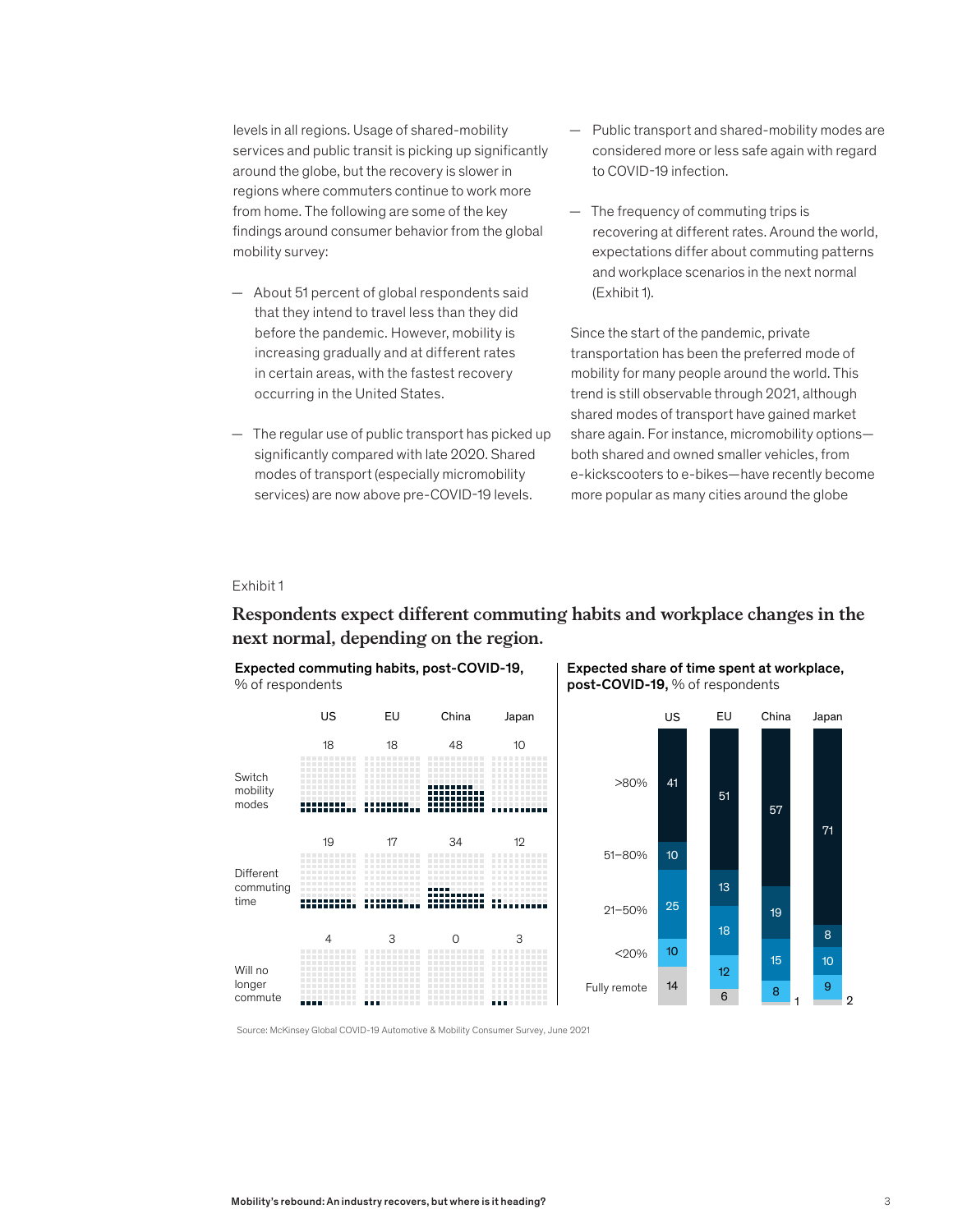levels in all regions. Usage of shared-mobility services and public transit is picking up significantly around the globe, but the recovery is slower in regions where commuters continue to work more from home. The following are some of the key findings around consumer behavior from the global mobility survey:

— About 51 percent of global respondents said that they intend to travel less than they did before the pandemic. However, mobility is increasing gradually and at different rates in certain areas, with the fastest recovery occurring in the United States.

— The regular use of public transport has picked up significantly compared with late 2020. Shared modes of transport (especially micromobility services) are now above pre-COVID-19 levels.

— Public transport and shared-mobility modes are considered more or less safe again with regard to COVID-19 infection.

— The frequency of commuting trips is recovering at different rates. Around the world, expectations differ about commuting patterns and workplace scenarios in the next normal (Exhibit 1).

Since the start of the pandemic, private transportation has been the preferred mode of mobility for many people around the world. This trend is still observable through 2021, although shared modes of transport have gained market share again. For instance, micromobility options—both shared and owned smaller vehicles, from e-kickscooters to e-bikes—have recently become more popular as many cities around the globe

Exhibit 1

## Respondents expect different commuting habits and workplace changes in the next normal, depending on the region.

**Expected commuting habits, post-COVID-19,** % of respondents

| | US | EU | China | Japan |
|---|---|---|---|---|
| Switch mobility modes | 18 | 18 | 48 | 10 |
| Different commuting time | 19 | 17 | 34 | 12 |
| Will no longer commute | 4 | 3 | 0 | 3 |

**Expected share of time spent at workplace, post-COVID-19,** % of respondents

| | US | EU | China | Japan |
|---|---|---|---|---|
| >80% | 41 | 51 | 57 | 71 |
| 51–80% | 10 | 13 | 19 | 8 |
| 21–50% | 25 | 18 | 15 | 10 |
| <20% | 10 | 12 | 8 | 9 |
| Fully remote | 14 | 6 | 1 | 2 |

Source: McKinsey Global COVID-19 Automotive & Mobility Consumer Survey, June 2021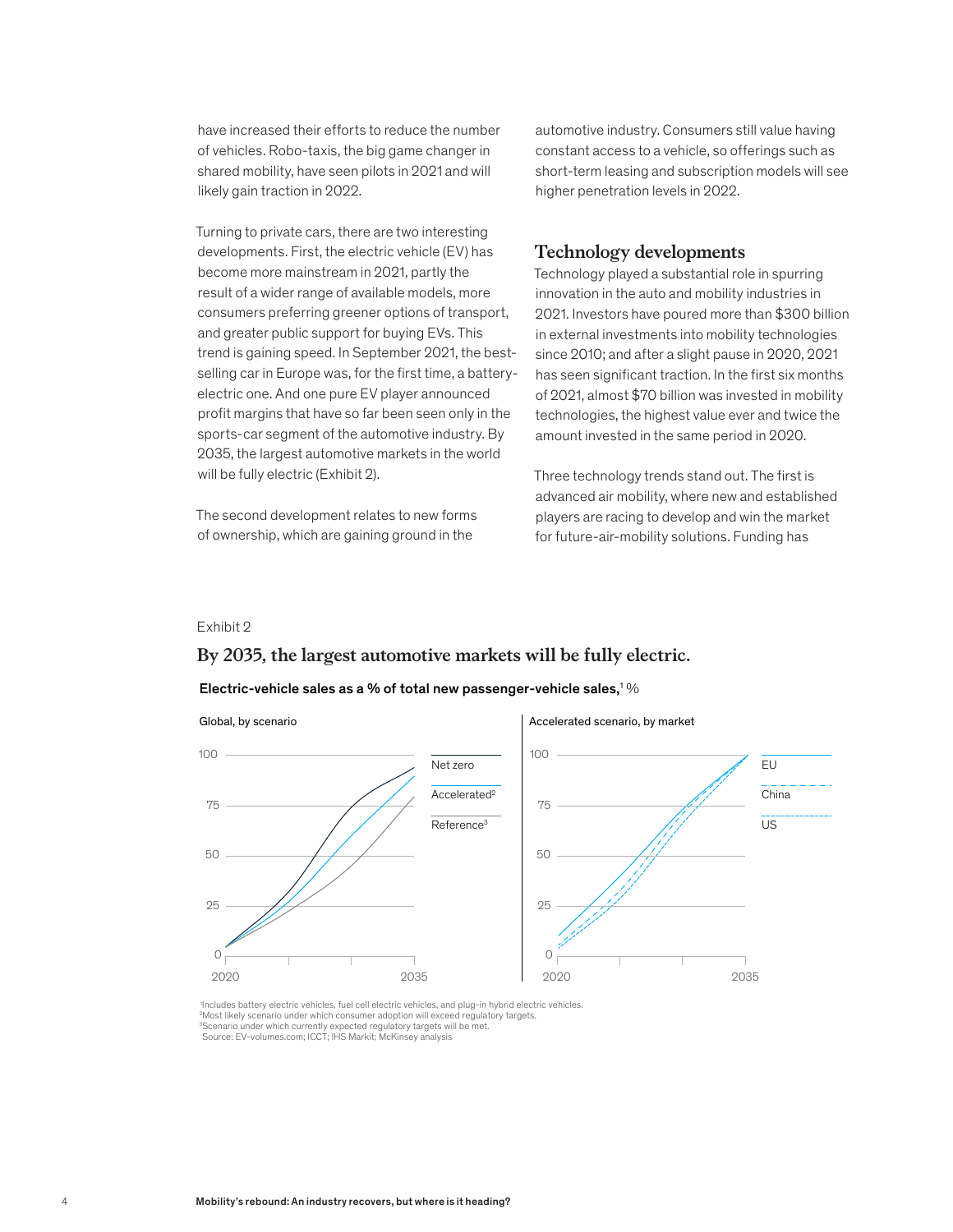have increased their efforts to reduce the number of vehicles. Robo-taxis, the big game changer in shared mobility, have seen pilots in 2021 and will likely gain traction in 2022.

Turning to private cars, there are two interesting developments. First, the electric vehicle (EV) has become more mainstream in 2021, partly the result of a wider range of available models, more consumers preferring greener options of transport, and greater public support for buying EVs. This trend is gaining speed. In September 2021, the best-selling car in Europe was, for the first time, a battery-electric one. And one pure EV player announced profit margins that have so far been seen only in the sports-car segment of the automotive industry. By 2035, the largest automotive markets in the world will be fully electric (Exhibit 2).

The second development relates to new forms of ownership, which are gaining ground in the automotive industry. Consumers still value having constant access to a vehicle, so offerings such as short-term leasing and subscription models will see higher penetration levels in 2022.

## Technology developments

Technology played a substantial role in spurring innovation in the auto and mobility industries in 2021. Investors have poured more than $300 billion in external investments into mobility technologies since 2010; and after a slight pause in 2020, 2021 has seen significant traction. In the first six months of 2021, almost $70 billion was invested in mobility technologies, the highest value ever and twice the amount invested in the same period in 2020.

Three technology trends stand out. The first is advanced air mobility, where new and established players are racing to develop and win the market for future-air-mobility solutions. Funding has

Exhibit 2

**By 2035, the largest automotive markets will be fully electric.**

**Electric-vehicle sales as a % of total new passenger-vehicle sales,**[1] %

Global, by scenario

100 / 75 / 50 / 25 / 0

2020 — 2035

Net zero

Accelerated[2]

Reference[3]

Accelerated scenario, by market

100 / 75 / 50 / 25 / 0

2020 — 2035

EU

China

US

[1]Includes battery electric vehicles, fuel cell electric vehicles, and plug-in hybrid electric vehicles.
[2]Most likely scenario under which consumer adoption will exceed regulatory targets.
[3]Scenario under which currently expected regulatory targets will be met.
Source: EV-volumes.com; ICCT; IHS Markit; McKinsey analysis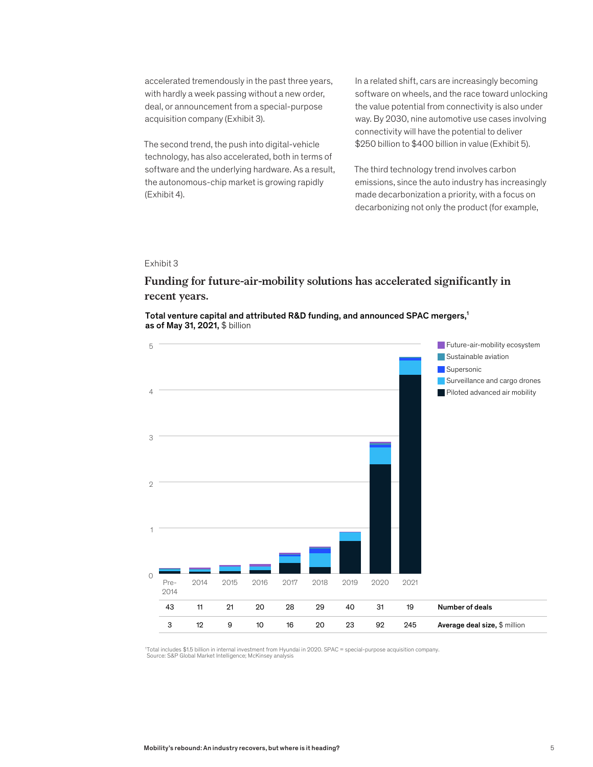accelerated tremendously in the past three years, with hardly a week passing without a new order, deal, or announcement from a special-purpose acquisition company (Exhibit 3).

The second trend, the push into digital-vehicle technology, has also accelerated, both in terms of software and the underlying hardware. As a result, the autonomous-chip market is growing rapidly (Exhibit 4).

In a related shift, cars are increasingly becoming software on wheels, and the race toward unlocking the value potential from connectivity is also under way. By 2030, nine automotive use cases involving connectivity will have the potential to deliver $250 billion to $400 billion in value (Exhibit 5).

The third technology trend involves carbon emissions, since the auto industry has increasingly made decarbonization a priority, with a focus on decarbonizing not only the product (for example,

Exhibit 3

## Funding for future-air-mobility solutions has accelerated significantly in recent years.

**Total venture capital and attributed R&D funding, and announced SPAC mergers,[1] as of May 31, 2021,** $ billion

Legend: Future-air-mobility ecosystem; Sustainable aviation; Supersonic; Surveillance and cargo drones; Piloted advanced air mobility

| | Pre-2014 | 2014 | 2015 | 2016 | 2017 | 2018 | 2019 | 2020 | 2021 |
|---|---|---|---|---|---|---|---|---|---|
| **Number of deals** | 43 | 11 | 21 | 20 | 28 | 29 | 40 | 31 | 19 |
| **Average deal size,** $ million | 3 | 12 | 9 | 10 | 16 | 20 | 23 | 92 | 245 |

[1]Total includes $1.5 billion in internal investment from Hyundai in 2020. SPAC = special-purpose acquisition company.
Source: S&P Global Market Intelligence; McKinsey analysis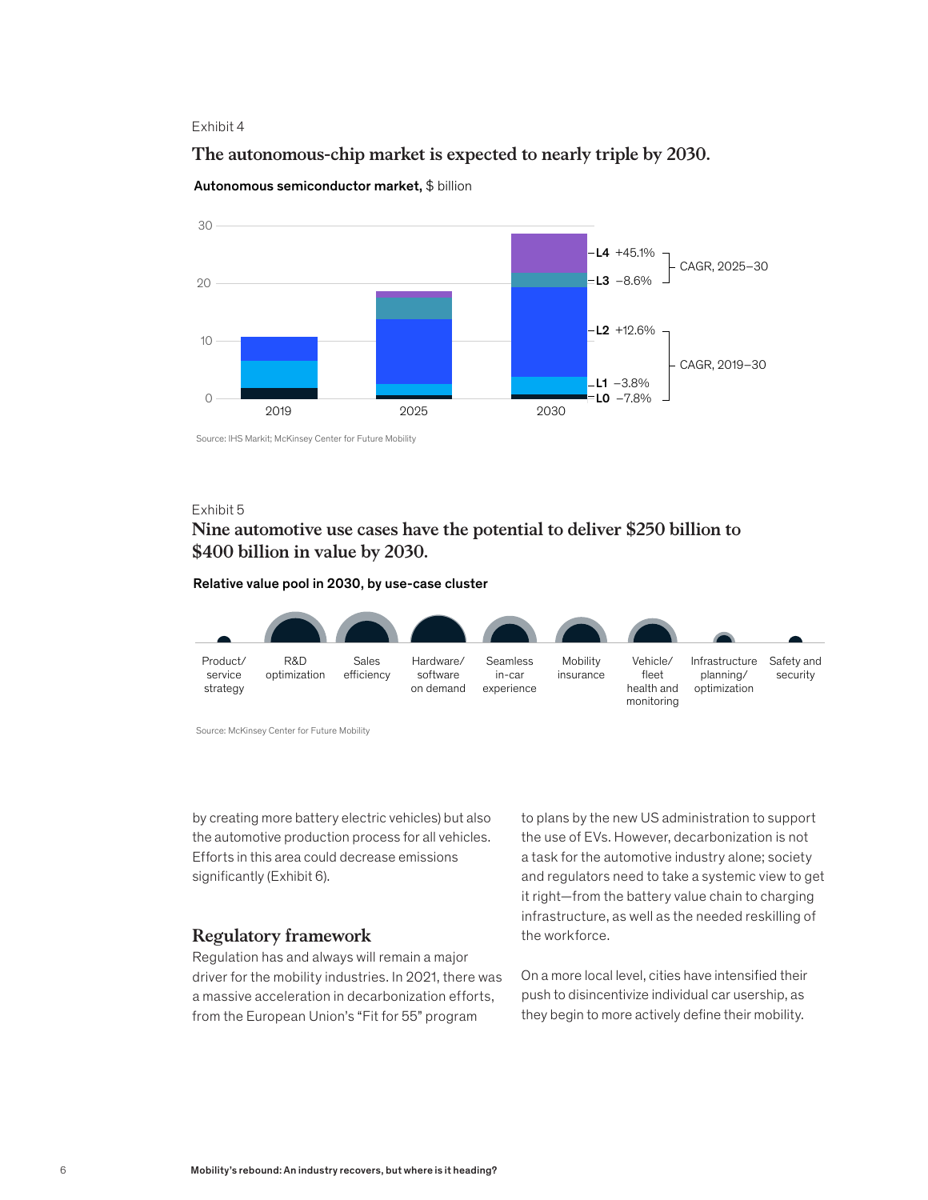Exhibit 4

**The autonomous-chip market is expected to nearly triple by 2030.**

**Autonomous semiconductor market,** $ billion

| Level | CAGR |
|---|---|
| L4 | +45.1% (CAGR, 2025–30) |
| L3 | –8.6% (CAGR, 2025–30) |
| L2 | +12.6% (CAGR, 2019–30) |
| L1 | –3.8% (CAGR, 2019–30) |
| L0 | –7.8% (CAGR, 2019–30) |

Source: IHS Markit; McKinsey Center for Future Mobility

Exhibit 5

**Nine automotive use cases have the potential to deliver $250 billion to $400 billion in value by 2030.**

**Relative value pool in 2030, by use-case cluster**

Product/service strategy; R&D optimization; Sales efficiency; Hardware/software on demand; Seamless in-car experience; Mobility insurance; Vehicle/fleet health and monitoring; Infrastructure planning/optimization; Safety and security

Source: McKinsey Center for Future Mobility

by creating more battery electric vehicles) but also the automotive production process for all vehicles. Efforts in this area could decrease emissions significantly (Exhibit 6).

## Regulatory framework

Regulation has and always will remain a major driver for the mobility industries. In 2021, there was a massive acceleration in decarbonization efforts, from the European Union's "Fit for 55" program to plans by the new US administration to support the use of EVs. However, decarbonization is not a task for the automotive industry alone; society and regulators need to take a systemic view to get it right—from the battery value chain to charging infrastructure, as well as the needed reskilling of the workforce.

On a more local level, cities have intensified their push to disincentivize individual car usership, as they begin to more actively define their mobility.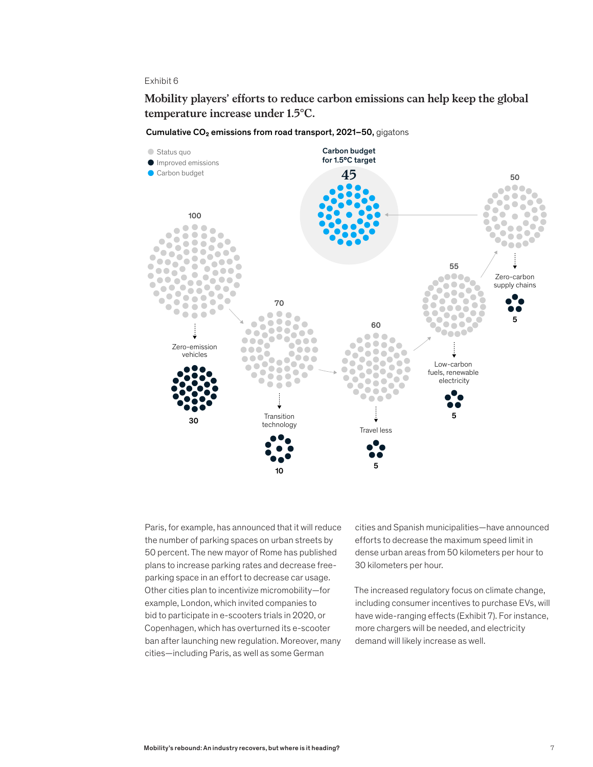Exhibit 6

## Mobility players' efforts to reduce carbon emissions can help keep the global temperature increase under 1.5°C.

**Cumulative $CO_2$ emissions from road transport, 2021–50,** gigatons

- Status quo
- Improved emissions
- Carbon budget

**Carbon budget for 1.5°C target**

**45**

100

Zero-emission vehicles

**30**

70

Transition technology

**10**

60

Travel less

**5**

55

Low-carbon fuels, renewable electricity

**5**

50

Zero-carbon supply chains

**5**

Paris, for example, has announced that it will reduce the number of parking spaces on urban streets by 50 percent. The new mayor of Rome has published plans to increase parking rates and decrease free-parking space in an effort to decrease car usage. Other cities plan to incentivize micromobility—for example, London, which invited companies to bid to participate in e-scooters trials in 2020, or Copenhagen, which has overturned its e-scooter ban after launching new regulation. Moreover, many cities—including Paris, as well as some German cities and Spanish municipalities—have announced efforts to decrease the maximum speed limit in dense urban areas from 50 kilometers per hour to 30 kilometers per hour.

The increased regulatory focus on climate change, including consumer incentives to purchase EVs, will have wide-ranging effects (Exhibit 7). For instance, more chargers will be needed, and electricity demand will likely increase as well.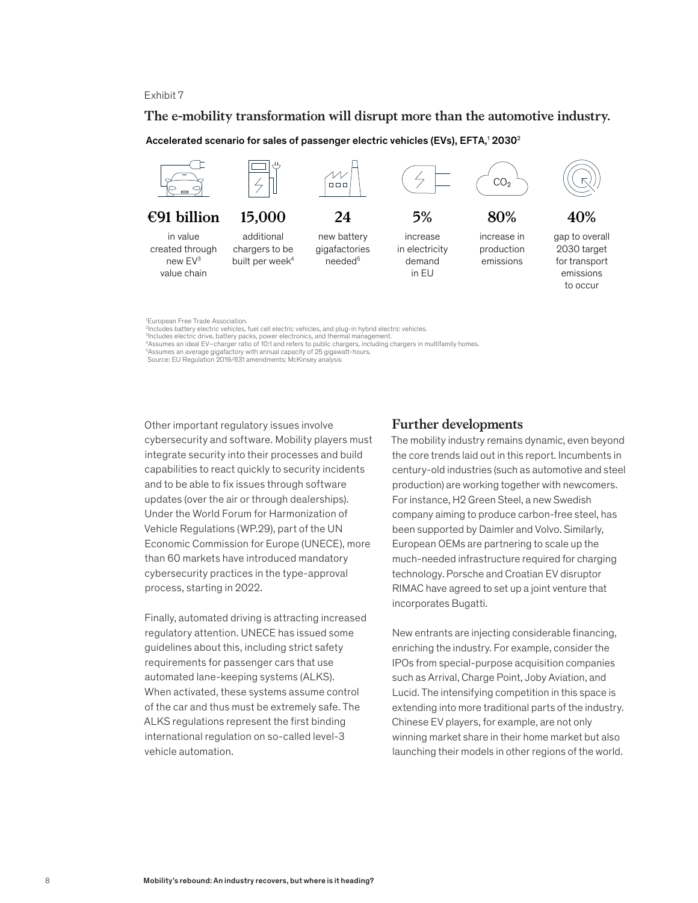Exhibit 7

## The e-mobility transformation will disrupt more than the automotive industry.

Accelerated scenario for sales of passenger electric vehicles (EVs), EFTA,[1] 2030[2]

**€91 billion** in value created through new EV[3] value chain

**15,000** additional chargers to be built per week[4]

**24** new battery gigafactories needed[5]

**5%** increase in electricity demand in EU

**80%** increase in production emissions

**40%** gap to overall 2030 target for transport emissions to occur

[1]European Free Trade Association.
[2]Includes battery electric vehicles, fuel cell electric vehicles, and plug-in hybrid electric vehicles.
[3]Includes electric drive, battery packs, power electronics, and thermal management.
[4]Assumes an ideal EV–charger ratio of 10:1 and refers to public chargers, including chargers in multifamily homes.
[5]Assumes an average gigafactory with annual capacity of 25 gigawatt-hours.
Source: EU Regulation 2019/631 amendments; McKinsey analysis

Other important regulatory issues involve cybersecurity and software. Mobility players must integrate security into their processes and build capabilities to react quickly to security incidents and to be able to fix issues through software updates (over the air or through dealerships). Under the World Forum for Harmonization of Vehicle Regulations (WP.29), part of the UN Economic Commission for Europe (UNECE), more than 60 markets have introduced mandatory cybersecurity practices in the type-approval process, starting in 2022.

Finally, automated driving is attracting increased regulatory attention. UNECE has issued some guidelines about this, including strict safety requirements for passenger cars that use automated lane-keeping systems (ALKS). When activated, these systems assume control of the car and thus must be extremely safe. The ALKS regulations represent the first binding international regulation on so-called level-3 vehicle automation.

## Further developments

The mobility industry remains dynamic, even beyond the core trends laid out in this report. Incumbents in century-old industries (such as automotive and steel production) are working together with newcomers. For instance, H2 Green Steel, a new Swedish company aiming to produce carbon-free steel, has been supported by Daimler and Volvo. Similarly, European OEMs are partnering to scale up the much-needed infrastructure required for charging technology. Porsche and Croatian EV disruptor RIMAC have agreed to set up a joint venture that incorporates Bugatti.

New entrants are injecting considerable financing, enriching the industry. For example, consider the IPOs from special-purpose acquisition companies such as Arrival, Charge Point, Joby Aviation, and Lucid. The intensifying competition in this space is extending into more traditional parts of the industry. Chinese EV players, for example, are not only winning market share in their home market but also launching their models in other regions of the world.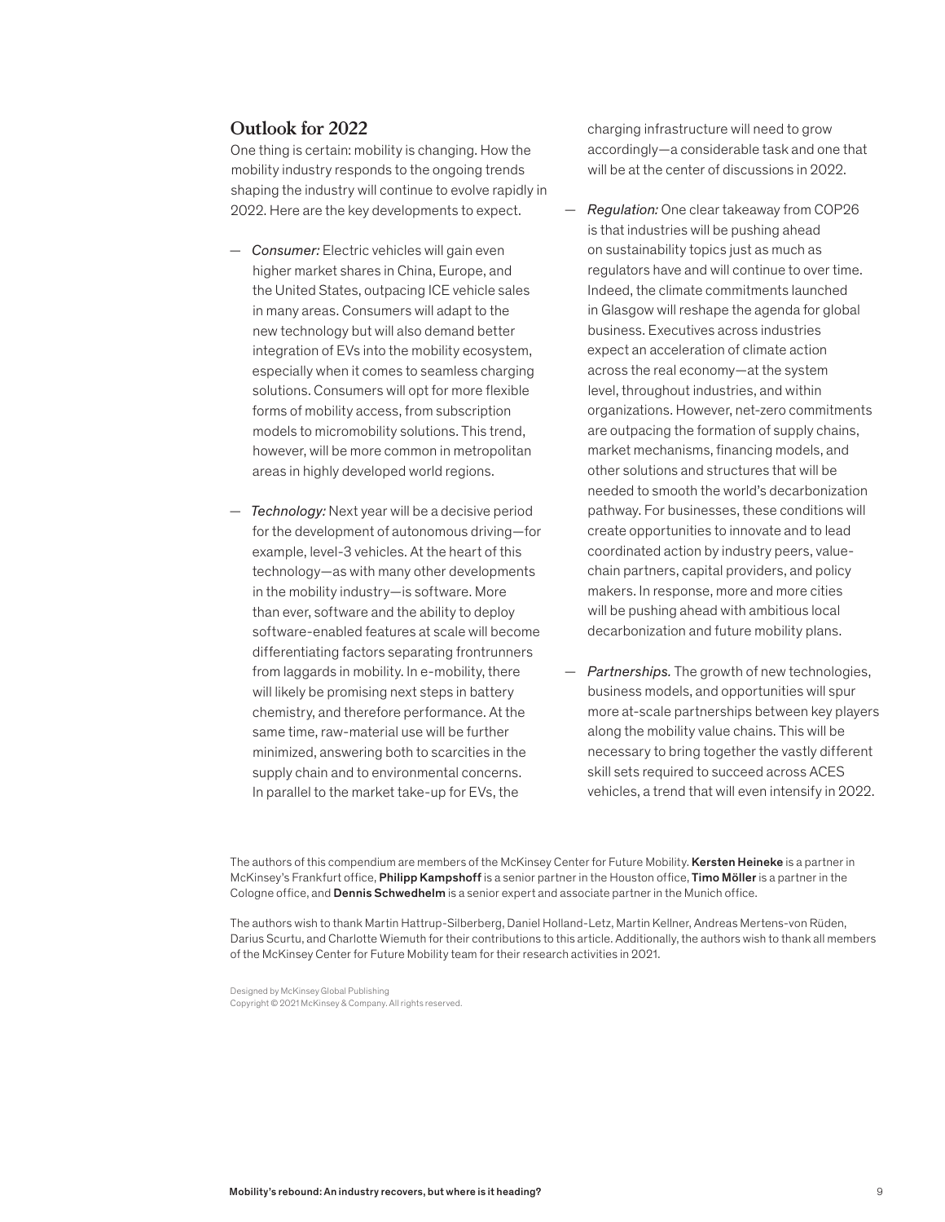## Outlook for 2022

One thing is certain: mobility is changing. How the mobility industry responds to the ongoing trends shaping the industry will continue to evolve rapidly in 2022. Here are the key developments to expect.

— *Consumer:* Electric vehicles will gain even higher market shares in China, Europe, and the United States, outpacing ICE vehicle sales in many areas. Consumers will adapt to the new technology but will also demand better integration of EVs into the mobility ecosystem, especially when it comes to seamless charging solutions. Consumers will opt for more flexible forms of mobility access, from subscription models to micromobility solutions. This trend, however, will be more common in metropolitan areas in highly developed world regions.

— *Technology:* Next year will be a decisive period for the development of autonomous driving—for example, level-3 vehicles. At the heart of this technology—as with many other developments in the mobility industry—is software. More than ever, software and the ability to deploy software-enabled features at scale will become differentiating factors separating frontrunners from laggards in mobility. In e-mobility, there will likely be promising next steps in battery chemistry, and therefore performance. At the same time, raw-material use will be further minimized, answering both to scarcities in the supply chain and to environmental concerns. In parallel to the market take-up for EVs, the charging infrastructure will need to grow accordingly—a considerable task and one that will be at the center of discussions in 2022.

— *Regulation:* One clear takeaway from COP26 is that industries will be pushing ahead on sustainability topics just as much as regulators have and will continue to over time. Indeed, the climate commitments launched in Glasgow will reshape the agenda for global business. Executives across industries expect an acceleration of climate action across the real economy—at the system level, throughout industries, and within organizations. However, net-zero commitments are outpacing the formation of supply chains, market mechanisms, financing models, and other solutions and structures that will be needed to smooth the world's decarbonization pathway. For businesses, these conditions will create opportunities to innovate and to lead coordinated action by industry peers, value-chain partners, capital providers, and policy makers. In response, more and more cities will be pushing ahead with ambitious local decarbonization and future mobility plans.

— *Partnerships.* The growth of new technologies, business models, and opportunities will spur more at-scale partnerships between key players along the mobility value chains. This will be necessary to bring together the vastly different skill sets required to succeed across ACES vehicles, a trend that will even intensify in 2022.

The authors of this compendium are members of the McKinsey Center for Future Mobility. **Kersten Heineke** is a partner in McKinsey's Frankfurt office, **Philipp Kampshoff** is a senior partner in the Houston office, **Timo Möller** is a partner in the Cologne office, and **Dennis Schwedhelm** is a senior expert and associate partner in the Munich office.

The authors wish to thank Martin Hattrup-Silberberg, Daniel Holland-Letz, Martin Kellner, Andreas Mertens-von Rüden, Darius Scurtu, and Charlotte Wiemuth for their contributions to this article. Additionally, the authors wish to thank all members of the McKinsey Center for Future Mobility team for their research activities in 2021.

Designed by McKinsey Global Publishing
Copyright © 2021 McKinsey & Company. All rights reserved.